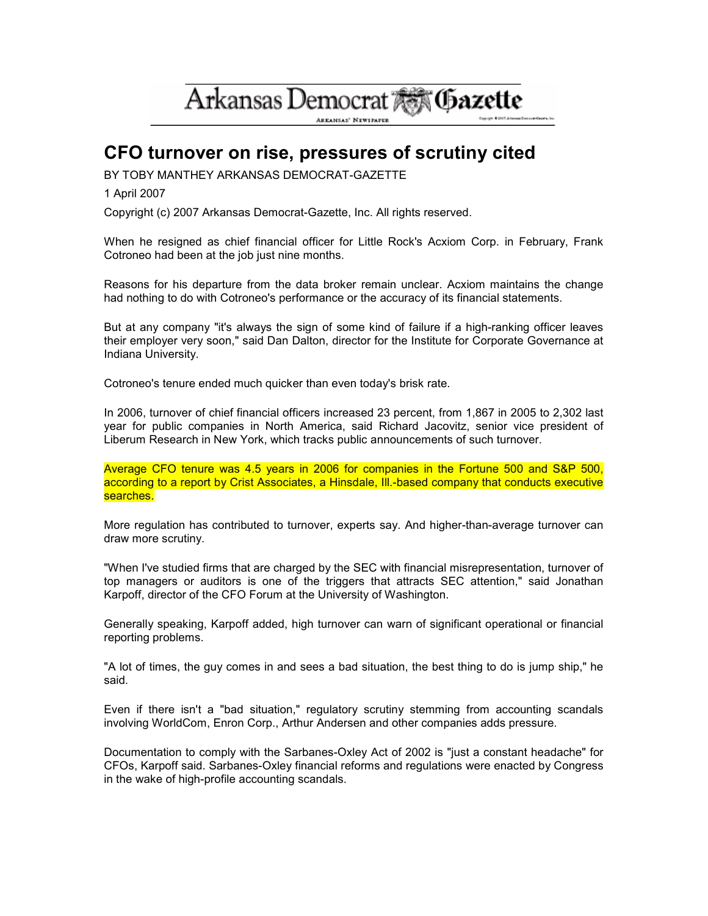Arkansas Democrat Gazette

ARKANSAS' NEWSPAPER

# CFO turnover on rise, pressures of scrutiny cited

BY TOBY MANTHEY ARKANSAS DEMOCRAT-GAZETTE

1 April 2007

Copyright (c) 2007 Arkansas Democrat-Gazette, Inc. All rights reserved.

When he resigned as chief financial officer for Little Rock's Acxiom Corp. in February, Frank Cotroneo had been at the job just nine months.

Reasons for his departure from the data broker remain unclear. Acxiom maintains the change had nothing to do with Cotroneo's performance or the accuracy of its financial statements.

But at any company "it's always the sign of some kind of failure if a high-ranking officer leaves their employer very soon," said Dan Dalton, director for the Institute for Corporate Governance at Indiana University.

Cotroneo's tenure ended much quicker than even today's brisk rate.

In 2006, turnover of chief financial officers increased 23 percent, from 1,867 in 2005 to 2,302 last year for public companies in North America, said Richard Jacovitz, senior vice president of Liberum Research in New York, which tracks public announcements of such turnover.

Average CFO tenure was 4.5 years in 2006 for companies in the Fortune 500 and S&P 500, according to a report by Crist Associates, a Hinsdale, Ill.-based company that conducts executive searches.

More regulation has contributed to turnover, experts say. And higher-than-average turnover can draw more scrutiny.

"When I've studied firms that are charged by the SEC with financial misrepresentation, turnover of top managers or auditors is one of the triggers that attracts SEC attention," said Jonathan Karpoff, director of the CFO Forum at the University of Washington.

Generally speaking, Karpoff added, high turnover can warn of significant operational or financial reporting problems.

"A lot of times, the guy comes in and sees a bad situation, the best thing to do is jump ship," he said.

Even if there isn't a "bad situation," regulatory scrutiny stemming from accounting scandals involving WorldCom, Enron Corp., Arthur Andersen and other companies adds pressure.

Documentation to comply with the Sarbanes-Oxley Act of 2002 is "just a constant headache" for CFOs, Karpoff said. Sarbanes-Oxley financial reforms and regulations were enacted by Congress in the wake of high-profile accounting scandals.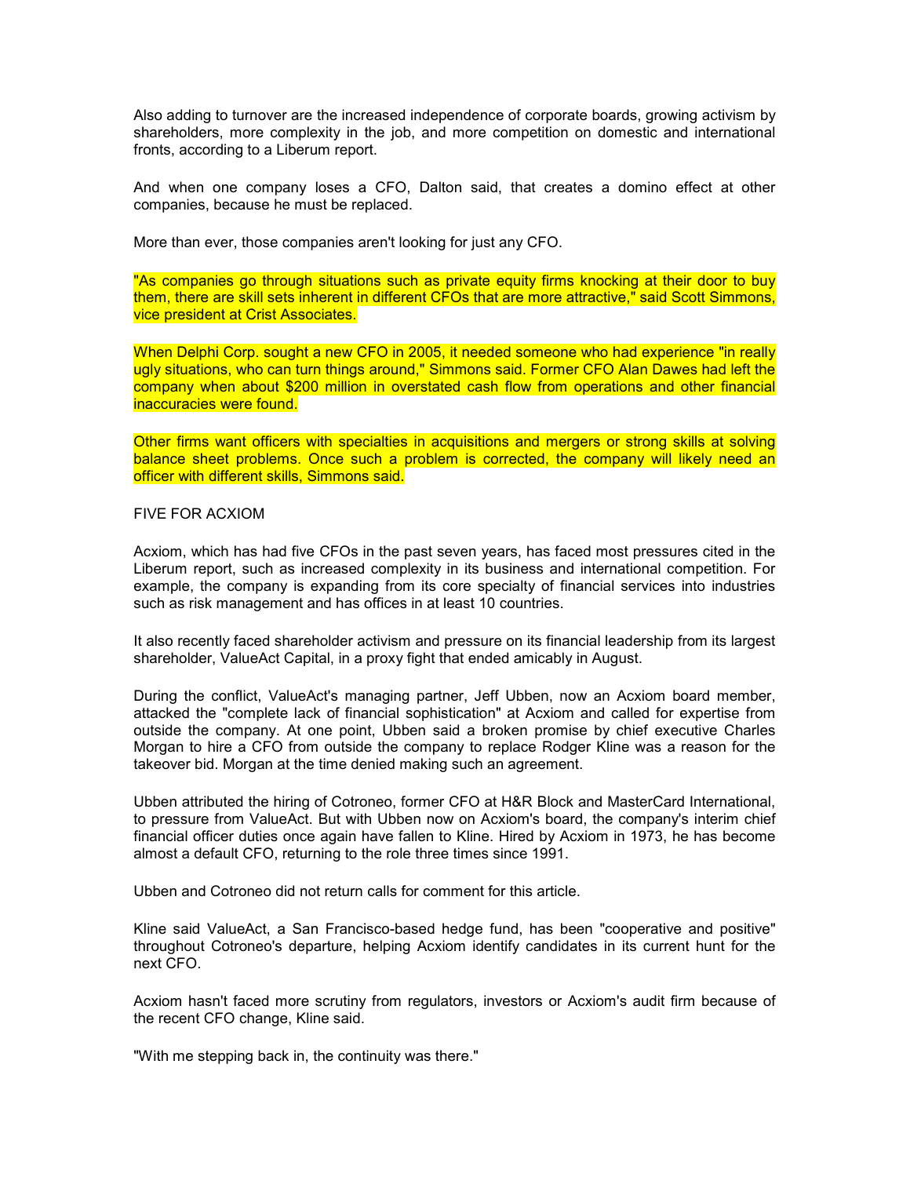Also adding to turnover are the increased independence of corporate boards, growing activism by shareholders, more complexity in the job, and more competition on domestic and international fronts, according to a Liberum report.

And when one company loses a CFO, Dalton said, that creates a domino effect at other companies, because he must be replaced.

More than ever, those companies aren't looking for just any CFO.

"As companies go through situations such as private equity firms knocking at their door to buy them, there are skill sets inherent in different CFOs that are more attractive," said Scott Simmons, vice president at Crist Associates.

When Delphi Corp. sought a new CFO in 2005, it needed someone who had experience "in really ugly situations, who can turn things around," Simmons said. Former CFO Alan Dawes had left the company when about $200 million in overstated cash flow from operations and other financial inaccuracies were found.

Other firms want officers with specialties in acquisitions and mergers or strong skills at solving balance sheet problems. Once such a problem is corrected, the company will likely need an officer with different skills, Simmons said.

FIVE FOR ACXIOM

Acxiom, which has had five CFOs in the past seven years, has faced most pressures cited in the Liberum report, such as increased complexity in its business and international competition. For example, the company is expanding from its core specialty of financial services into industries such as risk management and has offices in at least 10 countries.

It also recently faced shareholder activism and pressure on its financial leadership from its largest shareholder, ValueAct Capital, in a proxy fight that ended amicably in August.

During the conflict, ValueAct's managing partner, Jeff Ubben, now an Acxiom board member, attacked the "complete lack of financial sophistication" at Acxiom and called for expertise from outside the company. At one point, Ubben said a broken promise by chief executive Charles Morgan to hire a CFO from outside the company to replace Rodger Kline was a reason for the takeover bid. Morgan at the time denied making such an agreement.

Ubben attributed the hiring of Cotroneo, former CFO at H&R Block and MasterCard International, to pressure from ValueAct. But with Ubben now on Acxiom's board, the company's interim chief financial officer duties once again have fallen to Kline. Hired by Acxiom in 1973, he has become almost a default CFO, returning to the role three times since 1991.

Ubben and Cotroneo did not return calls for comment for this article.

Kline said ValueAct, a San Francisco-based hedge fund, has been "cooperative and positive" throughout Cotroneo's departure, helping Acxiom identify candidates in its current hunt for the next CFO.

Acxiom hasn't faced more scrutiny from regulators, investors or Acxiom's audit firm because of the recent CFO change, Kline said.

"With me stepping back in, the continuity was there."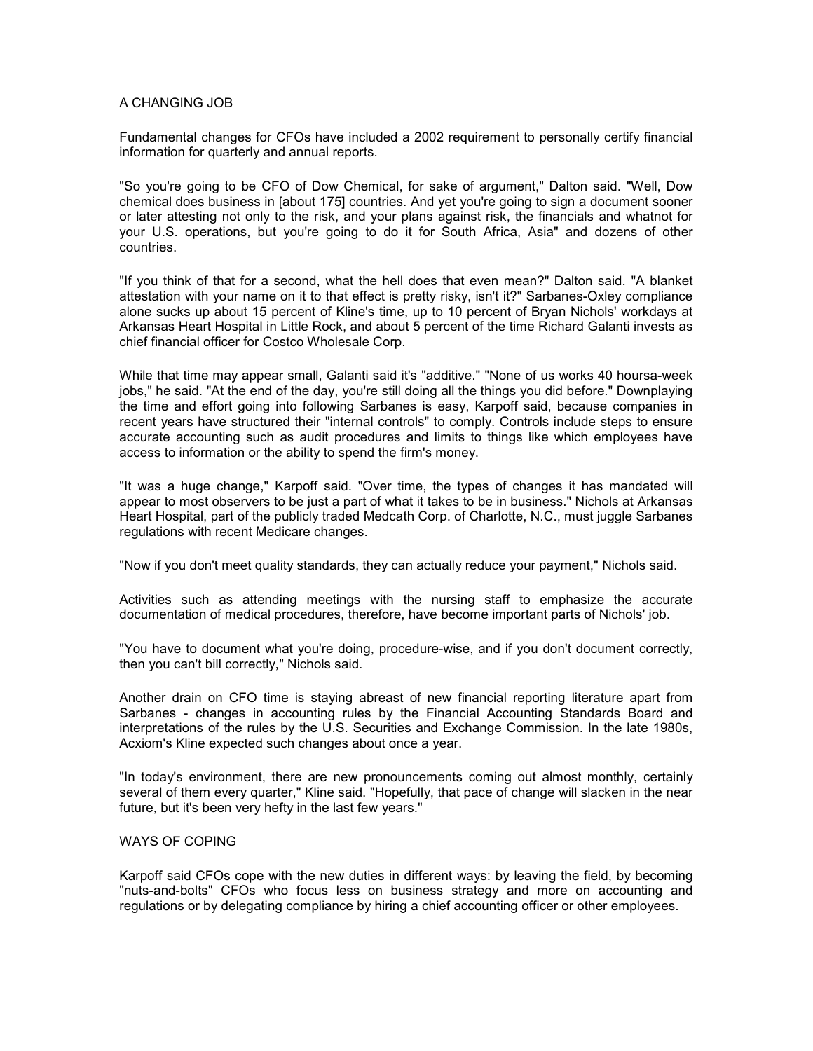## A CHANGING JOB

Fundamental changes for CFOs have included a 2002 requirement to personally certify financial information for quarterly and annual reports.

"So you're going to be CFO of Dow Chemical, for sake of argument," Dalton said. "Well, Dow chemical does business in [about 175] countries. And yet you're going to sign a document sooner or later attesting not only to the risk, and your plans against risk, the financials and whatnot for your U.S. operations, but you're going to do it for South Africa, Asia" and dozens of other countries.

"If you think of that for a second, what the hell does that even mean?" Dalton said. "A blanket attestation with your name on it to that effect is pretty risky, isn't it?" Sarbanes-Oxley compliance alone sucks up about 15 percent of Kline's time, up to 10 percent of Bryan Nichols' workdays at Arkansas Heart Hospital in Little Rock, and about 5 percent of the time Richard Galanti invests as chief financial officer for Costco Wholesale Corp.

While that time may appear small, Galanti said it's "additive." "None of us works 40 hoursa-week jobs," he said. "At the end of the day, you're still doing all the things you did before." Downplaying the time and effort going into following Sarbanes is easy, Karpoff said, because companies in recent years have structured their "internal controls" to comply. Controls include steps to ensure accurate accounting such as audit procedures and limits to things like which employees have access to information or the ability to spend the firm's money.

"It was a huge change," Karpoff said. "Over time, the types of changes it has mandated will appear to most observers to be just a part of what it takes to be in business." Nichols at Arkansas Heart Hospital, part of the publicly traded Medcath Corp. of Charlotte, N.C., must juggle Sarbanes regulations with recent Medicare changes.

"Now if you don't meet quality standards, they can actually reduce your payment," Nichols said.

Activities such as attending meetings with the nursing staff to emphasize the accurate documentation of medical procedures, therefore, have become important parts of Nichols' job.

"You have to document what you're doing, procedure-wise, and if you don't document correctly, then you can't bill correctly," Nichols said.

Another drain on CFO time is staying abreast of new financial reporting literature apart from Sarbanes - changes in accounting rules by the Financial Accounting Standards Board and interpretations of the rules by the U.S. Securities and Exchange Commission. In the late 1980s, Acxiom's Kline expected such changes about once a year.

"In today's environment, there are new pronouncements coming out almost monthly, certainly several of them every quarter," Kline said. "Hopefully, that pace of change will slacken in the near future, but it's been very hefty in the last few years."

## WAYS OF COPING

Karpoff said CFOs cope with the new duties in different ways: by leaving the field, by becoming "nuts-and-bolts" CFOs who focus less on business strategy and more on accounting and regulations or by delegating compliance by hiring a chief accounting officer or other employees.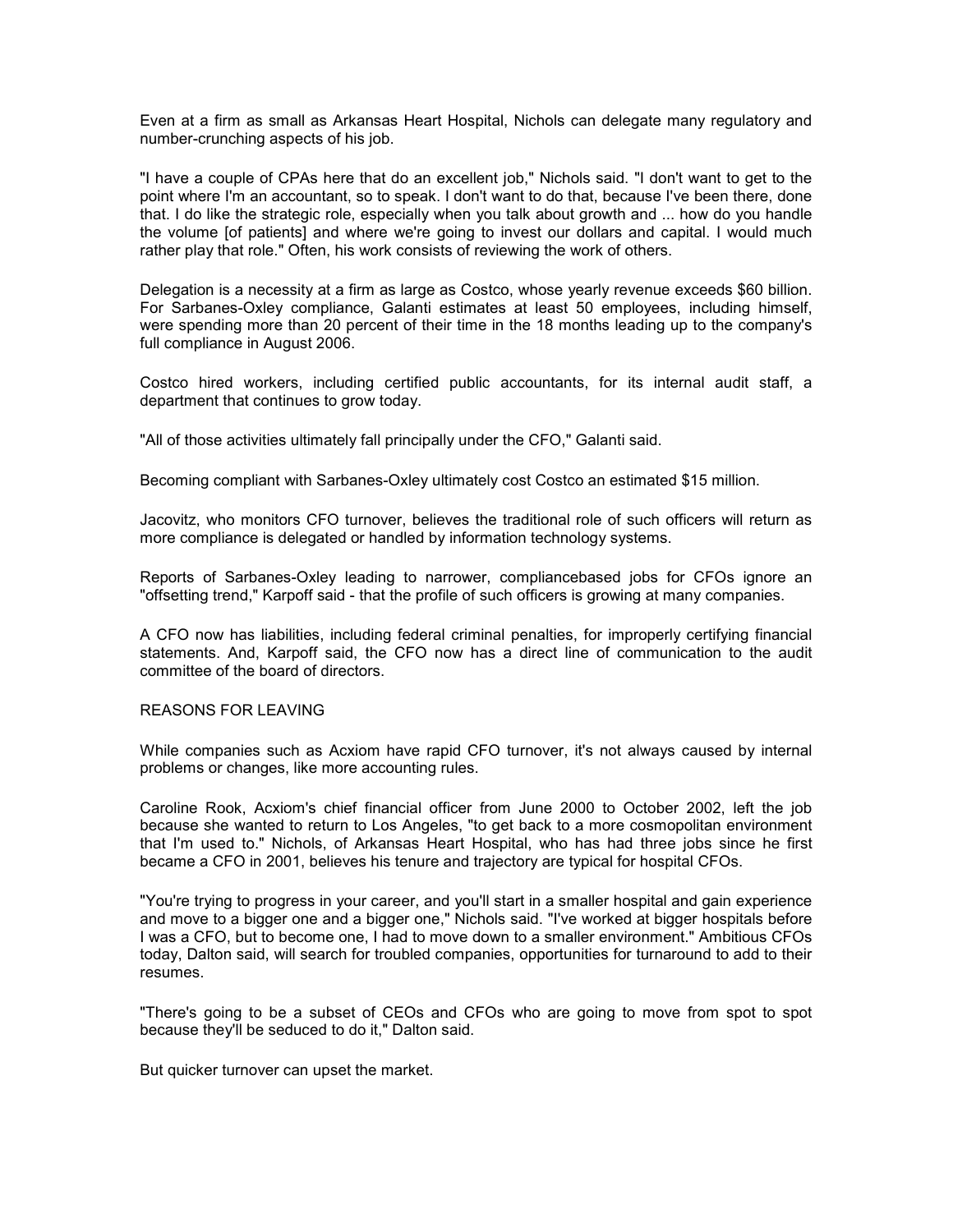Even at a firm as small as Arkansas Heart Hospital, Nichols can delegate many regulatory and number-crunching aspects of his job.

"I have a couple of CPAs here that do an excellent job," Nichols said. "I don't want to get to the point where I'm an accountant, so to speak. I don't want to do that, because I've been there, done that. I do like the strategic role, especially when you talk about growth and ... how do you handle the volume [of patients] and where we're going to invest our dollars and capital. I would much rather play that role." Often, his work consists of reviewing the work of others.

Delegation is a necessity at a firm as large as Costco, whose yearly revenue exceeds $60 billion. For Sarbanes-Oxley compliance, Galanti estimates at least 50 employees, including himself, were spending more than 20 percent of their time in the 18 months leading up to the company's full compliance in August 2006.

Costco hired workers, including certified public accountants, for its internal audit staff, a department that continues to grow today.

"All of those activities ultimately fall principally under the CFO," Galanti said.

Becoming compliant with Sarbanes-Oxley ultimately cost Costco an estimated $15 million.

Jacovitz, who monitors CFO turnover, believes the traditional role of such officers will return as more compliance is delegated or handled by information technology systems.

Reports of Sarbanes-Oxley leading to narrower, compliancebased jobs for CFOs ignore an "offsetting trend," Karpoff said - that the profile of such officers is growing at many companies.

A CFO now has liabilities, including federal criminal penalties, for improperly certifying financial statements. And, Karpoff said, the CFO now has a direct line of communication to the audit committee of the board of directors.

## REASONS FOR LEAVING

While companies such as Acxiom have rapid CFO turnover, it's not always caused by internal problems or changes, like more accounting rules.

Caroline Rook, Acxiom's chief financial officer from June 2000 to October 2002, left the job because she wanted to return to Los Angeles, "to get back to a more cosmopolitan environment that I'm used to." Nichols, of Arkansas Heart Hospital, who has had three jobs since he first became a CFO in 2001, believes his tenure and trajectory are typical for hospital CFOs.

"You're trying to progress in your career, and you'll start in a smaller hospital and gain experience and move to a bigger one and a bigger one," Nichols said. "I've worked at bigger hospitals before I was a CFO, but to become one, I had to move down to a smaller environment." Ambitious CFOs today, Dalton said, will search for troubled companies, opportunities for turnaround to add to their resumes.

"There's going to be a subset of CEOs and CFOs who are going to move from spot to spot because they'll be seduced to do it," Dalton said.

But quicker turnover can upset the market.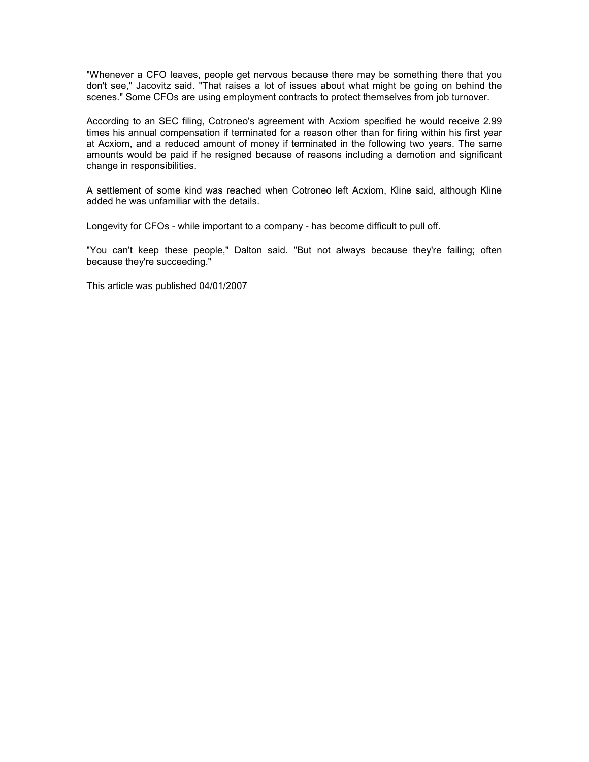"Whenever a CFO leaves, people get nervous because there may be something there that you don't see," Jacovitz said. "That raises a lot of issues about what might be going on behind the scenes." Some CFOs are using employment contracts to protect themselves from job turnover.

According to an SEC filing, Cotroneo's agreement with Acxiom specified he would receive 2.99 times his annual compensation if terminated for a reason other than for firing within his first year at Acxiom, and a reduced amount of money if terminated in the following two years. The same amounts would be paid if he resigned because of reasons including a demotion and significant change in responsibilities.

A settlement of some kind was reached when Cotroneo left Acxiom, Kline said, although Kline added he was unfamiliar with the details.

Longevity for CFOs - while important to a company - has become difficult to pull off.

"You can't keep these people," Dalton said. "But not always because they're failing; often because they're succeeding."

This article was published 04/01/2007